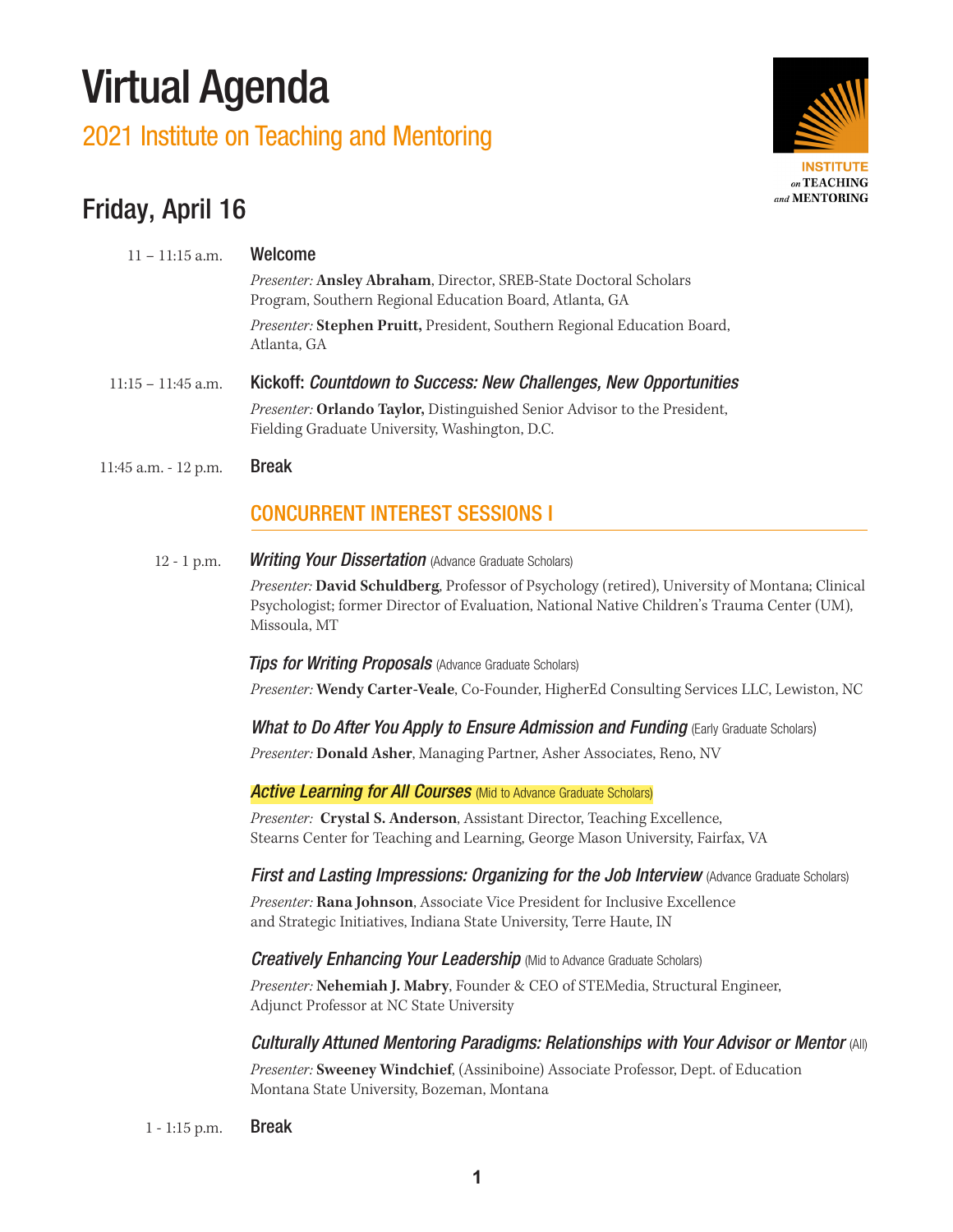# Virtual Agenda

## 2021 Institute on Teaching and Mentoring

INSTITUTE *on* TEACHING *and* MENTORING

## Friday, April 16

**11 – 11:15 a.m. — Welcome**

*Presenter:* **Ansley Abraham**, Director, SREB-State Doctoral Scholars Program, Southern Regional Education Board, Atlanta, GA

*Presenter:* **Stephen Pruitt,** President, Southern Regional Education Board, Atlanta, GA

**11:15 – 11:45 a.m. — Kickoff:** ***Countdown to Success: New Challenges, New Opportunities***

*Presenter:* **Orlando Taylor,** Distinguished Senior Advisor to the President, Fielding Graduate University, Washington, D.C.

**11:45 a.m. - 12 p.m. — Break**

### CONCURRENT INTEREST SESSIONS I

**12 - 1 p.m.**

***Writing Your Dissertation*** (Advance Graduate Scholars)

*Presenter:* **David Schuldberg**, Professor of Psychology (retired), University of Montana; Clinical Psychologist; former Director of Evaluation, National Native Children's Trauma Center (UM), Missoula, MT

***Tips for Writing Proposals*** (Advance Graduate Scholars)

*Presenter:* **Wendy Carter-Veale**, Co-Founder, HigherEd Consulting Services LLC, Lewiston, NC

***What to Do After You Apply to Ensure Admission and Funding*** (Early Graduate Scholars)

*Presenter:* **Donald Asher**, Managing Partner, Asher Associates, Reno, NV

***Active Learning for All Courses*** (Mid to Advance Graduate Scholars)

*Presenter:* **Crystal S. Anderson**, Assistant Director, Teaching Excellence, Stearns Center for Teaching and Learning, George Mason University, Fairfax, VA

***First and Lasting Impressions: Organizing for the Job Interview*** (Advance Graduate Scholars)

*Presenter:* **Rana Johnson**, Associate Vice President for Inclusive Excellence and Strategic Initiatives, Indiana State University, Terre Haute, IN

***Creatively Enhancing Your Leadership*** (Mid to Advance Graduate Scholars)

*Presenter:* **Nehemiah J. Mabry**, Founder & CEO of STEMedia, Structural Engineer, Adjunct Professor at NC State University

***Culturally Attuned Mentoring Paradigms: Relationships with Your Advisor or Mentor*** (All)

*Presenter:* **Sweeney Windchief**, (Assiniboine) Associate Professor, Dept. of Education Montana State University, Bozeman, Montana

**1 - 1:15 p.m. — Break**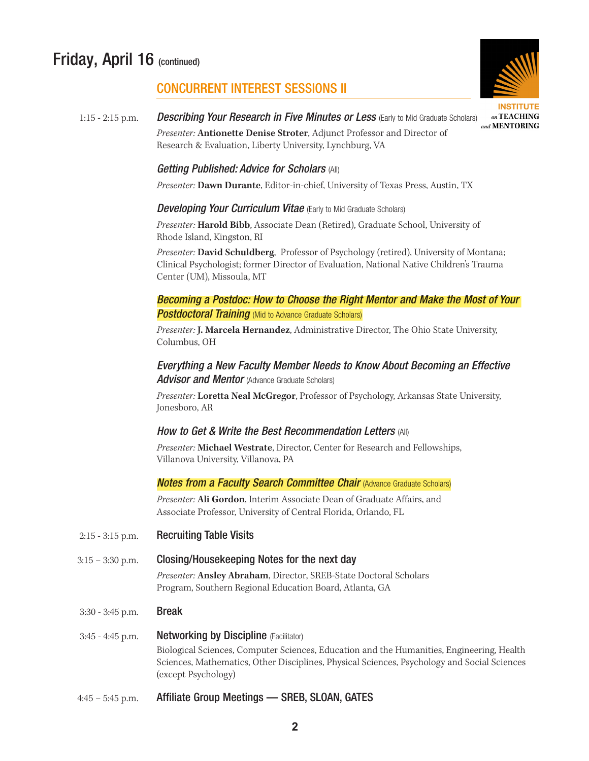## Friday, April 16 (continued)

INSTITUTE *on* TEACHING *and* MENTORING

### CONCURRENT INTEREST SESSIONS II

1:15 - 2:15 p.m.

***Describing Your Research in Five Minutes or Less*** (Early to Mid Graduate Scholars)

*Presenter:* **Antionette Denise Stroter**, Adjunct Professor and Director of Research & Evaluation, Liberty University, Lynchburg, VA

***Getting Published: Advice for Scholars*** (All)

*Presenter:* **Dawn Durante**, Editor-in-chief, University of Texas Press, Austin, TX

***Developing Your Curriculum Vitae*** (Early to Mid Graduate Scholars)

*Presenter:* **Harold Bibb**, Associate Dean (Retired), Graduate School, University of Rhode Island, Kingston, RI

*Presenter:* **David Schuldberg**, Professor of Psychology (retired), University of Montana; Clinical Psychologist; former Director of Evaluation, National Native Children's Trauma Center (UM), Missoula, MT

***Becoming a Postdoc: How to Choose the Right Mentor and Make the Most of Your Postdoctoral Training*** (Mid to Advance Graduate Scholars)

*Presenter:* **J. Marcela Hernandez**, Administrative Director, The Ohio State University, Columbus, OH

***Everything a New Faculty Member Needs to Know About Becoming an Effective Advisor and Mentor*** (Advance Graduate Scholars)

*Presenter:* **Loretta Neal McGregor**, Professor of Psychology, Arkansas State University, Jonesboro, AR

***How to Get & Write the Best Recommendation Letters*** (All)

*Presenter:* **Michael Westrate**, Director, Center for Research and Fellowships, Villanova University, Villanova, PA

***Notes from a Faculty Search Committee Chair*** (Advance Graduate Scholars)

*Presenter:* **Ali Gordon**, Interim Associate Dean of Graduate Affairs, and Associate Professor, University of Central Florida, Orlando, FL

2:15 - 3:15 p.m. **Recruiting Table Visits**

3:15 – 3:30 p.m. **Closing/Housekeeping Notes for the next day**

*Presenter:* **Ansley Abraham**, Director, SREB-State Doctoral Scholars Program, Southern Regional Education Board, Atlanta, GA

3:30 - 3:45 p.m. **Break**

3:45 - 4:45 p.m. **Networking by Discipline** (Facilitator)

Biological Sciences, Computer Sciences, Education and the Humanities, Engineering, Health Sciences, Mathematics, Other Disciplines, Physical Sciences, Psychology and Social Sciences (except Psychology)

4:45 – 5:45 p.m. **Affiliate Group Meetings — SREB, SLOAN, GATES**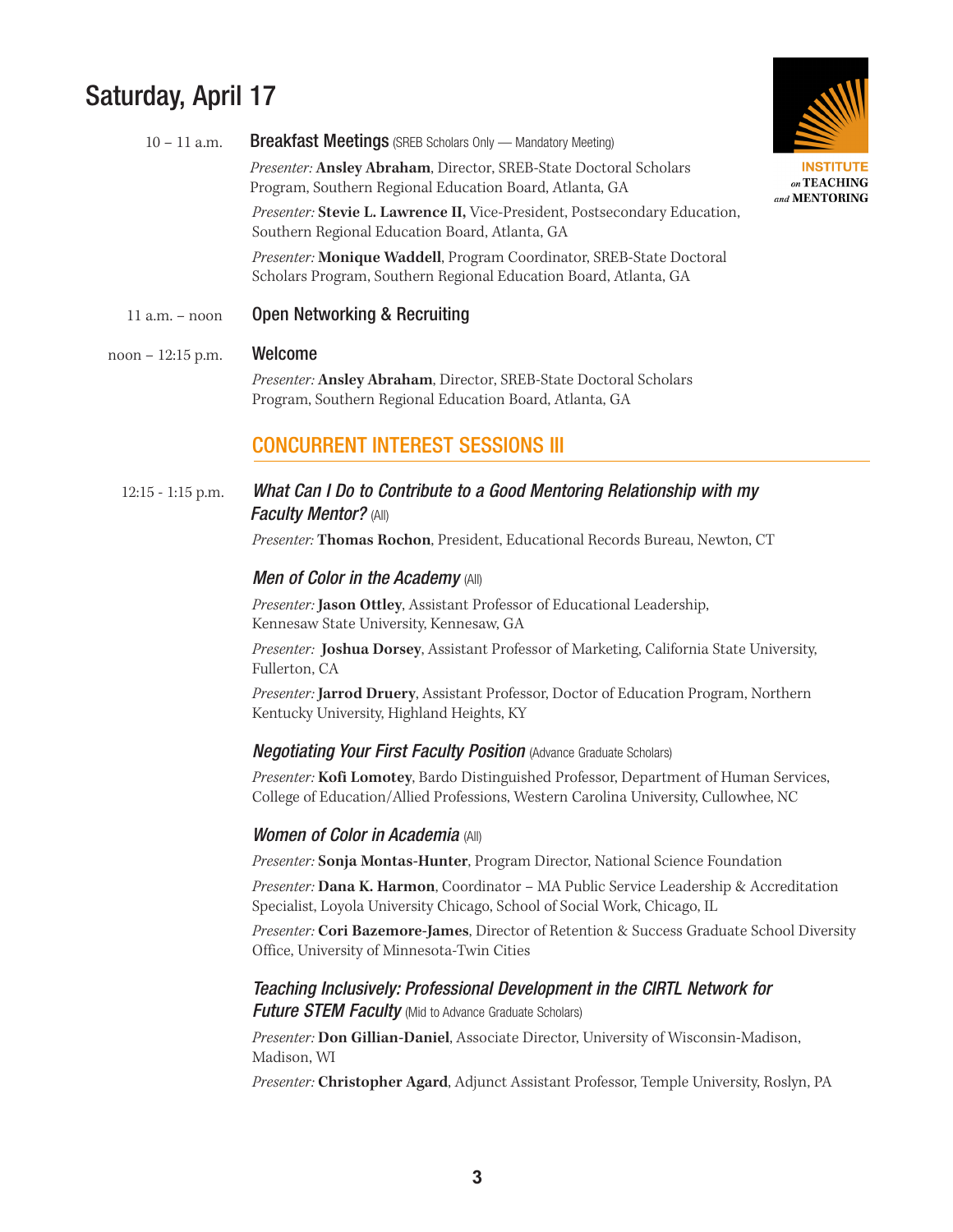# Saturday, April 17

**10 – 11 a.m.** — **Breakfast Meetings** (SREB Scholars Only — Mandatory Meeting)

*Presenter:* **Ansley Abraham**, Director, SREB-State Doctoral Scholars Program, Southern Regional Education Board, Atlanta, GA

*Presenter:* **Stevie L. Lawrence II,** Vice-President, Postsecondary Education, Southern Regional Education Board, Atlanta, GA

*Presenter:* **Monique Waddell**, Program Coordinator, SREB-State Doctoral Scholars Program, Southern Regional Education Board, Atlanta, GA

**11 a.m. – noon** — **Open Networking & Recruiting**

**noon – 12:15 p.m.** — **Welcome**

*Presenter:* **Ansley Abraham**, Director, SREB-State Doctoral Scholars Program, Southern Regional Education Board, Atlanta, GA

## CONCURRENT INTEREST SESSIONS III

**12:15 - 1:15 p.m.**

### *What Can I Do to Contribute to a Good Mentoring Relationship with my Faculty Mentor?* (All)

*Presenter:* **Thomas Rochon**, President, Educational Records Bureau, Newton, CT

### *Men of Color in the Academy* (All)

*Presenter:* **Jason Ottley**, Assistant Professor of Educational Leadership, Kennesaw State University, Kennesaw, GA

*Presenter:* **Joshua Dorsey**, Assistant Professor of Marketing, California State University, Fullerton, CA

*Presenter:* **Jarrod Druery**, Assistant Professor, Doctor of Education Program, Northern Kentucky University, Highland Heights, KY

### *Negotiating Your First Faculty Position* (Advance Graduate Scholars)

*Presenter:* **Kofi Lomotey**, Bardo Distinguished Professor, Department of Human Services, College of Education/Allied Professions, Western Carolina University, Cullowhee, NC

### *Women of Color in Academia* (All)

*Presenter:* **Sonja Montas-Hunter**, Program Director, National Science Foundation

*Presenter:* **Dana K. Harmon**, Coordinator – MA Public Service Leadership & Accreditation Specialist, Loyola University Chicago, School of Social Work, Chicago, IL

*Presenter:* **Cori Bazemore-James**, Director of Retention & Success Graduate School Diversity Office, University of Minnesota-Twin Cities

### *Teaching Inclusively: Professional Development in the CIRTL Network for Future STEM Faculty* (Mid to Advance Graduate Scholars)

*Presenter:* **Don Gillian-Daniel**, Associate Director, University of Wisconsin-Madison, Madison, WI

*Presenter:* **Christopher Agard**, Adjunct Assistant Professor, Temple University, Roslyn, PA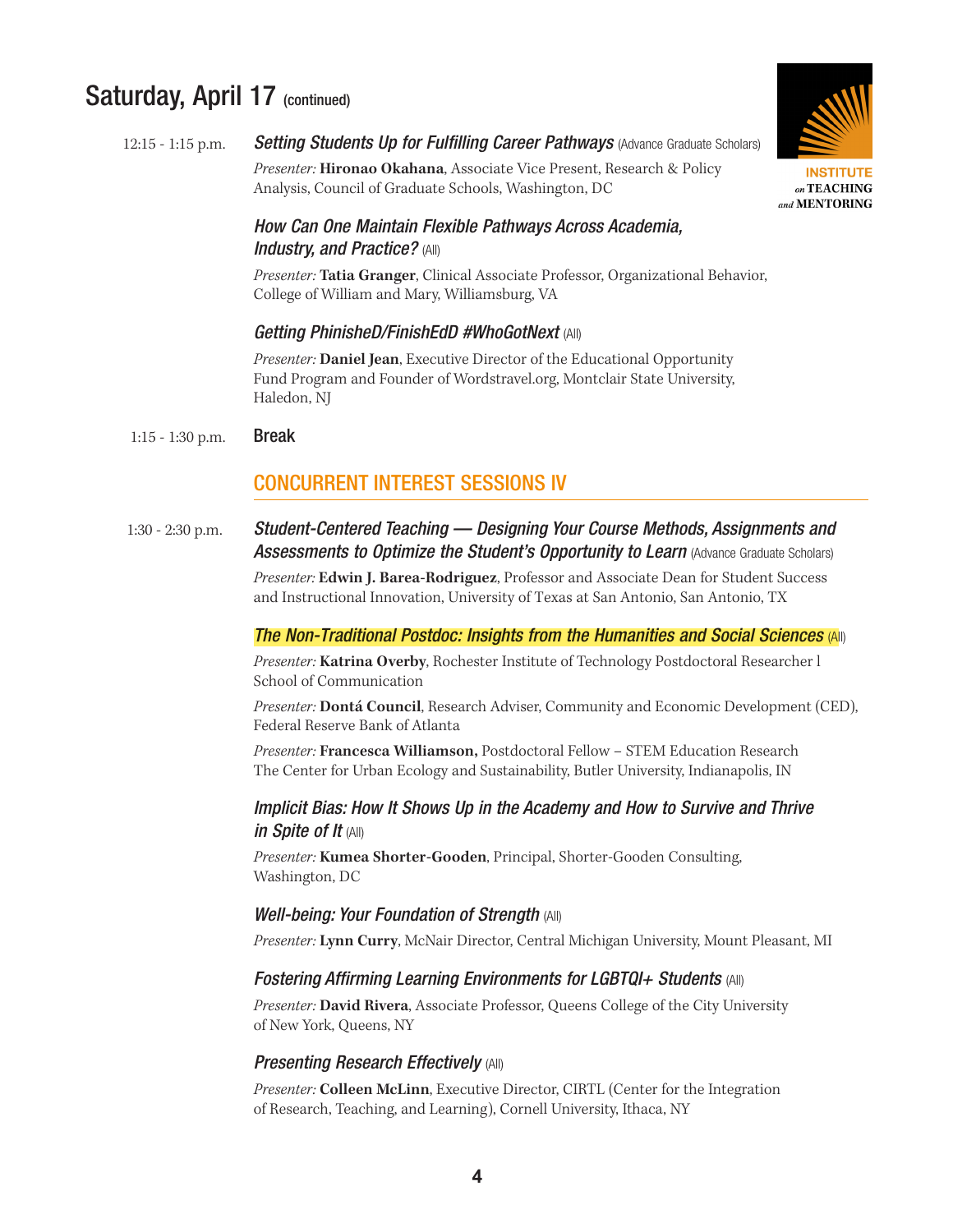## Saturday, April 17 (continued)

12:15 - 1:15 p.m.

***Setting Students Up for Fulfilling Career Pathways*** (Advance Graduate Scholars)

*Presenter:* **Hironao Okahana**, Associate Vice Present, Research & Policy Analysis, Council of Graduate Schools, Washington, DC

***How Can One Maintain Flexible Pathways Across Academia, Industry, and Practice?*** (All)

*Presenter:* **Tatia Granger**, Clinical Associate Professor, Organizational Behavior, College of William and Mary, Williamsburg, VA

***Getting PhinisheD/FinishEdD #WhoGotNext*** (All)

*Presenter:* **Daniel Jean**, Executive Director of the Educational Opportunity Fund Program and Founder of Wordstravel.org, Montclair State University, Haledon, NJ

1:15 - 1:30 p.m. **Break**

### CONCURRENT INTEREST SESSIONS IV

1:30 - 2:30 p.m.

***Student-Centered Teaching — Designing Your Course Methods, Assignments and Assessments to Optimize the Student's Opportunity to Learn*** (Advance Graduate Scholars)

*Presenter:* **Edwin J. Barea-Rodriguez**, Professor and Associate Dean for Student Success and Instructional Innovation, University of Texas at San Antonio, San Antonio, TX

***The Non-Traditional Postdoc: Insights from the Humanities and Social Sciences*** (All)

*Presenter:* **Katrina Overby**, Rochester Institute of Technology Postdoctoral Researcher l School of Communication

*Presenter:* **Dontá Council**, Research Adviser, Community and Economic Development (CED), Federal Reserve Bank of Atlanta

*Presenter:* **Francesca Williamson,** Postdoctoral Fellow – STEM Education Research The Center for Urban Ecology and Sustainability, Butler University, Indianapolis, IN

***Implicit Bias: How It Shows Up in the Academy and How to Survive and Thrive in Spite of It*** (All)

*Presenter:* **Kumea Shorter-Gooden**, Principal, Shorter-Gooden Consulting, Washington, DC

***Well-being: Your Foundation of Strength*** (All)

*Presenter:* **Lynn Curry**, McNair Director, Central Michigan University, Mount Pleasant, MI

***Fostering Affirming Learning Environments for LGBTQI+ Students*** (All)

*Presenter:* **David Rivera**, Associate Professor, Queens College of the City University of New York, Queens, NY

***Presenting Research Effectively*** (All)

*Presenter:* **Colleen McLinn**, Executive Director, CIRTL (Center for the Integration of Research, Teaching, and Learning), Cornell University, Ithaca, NY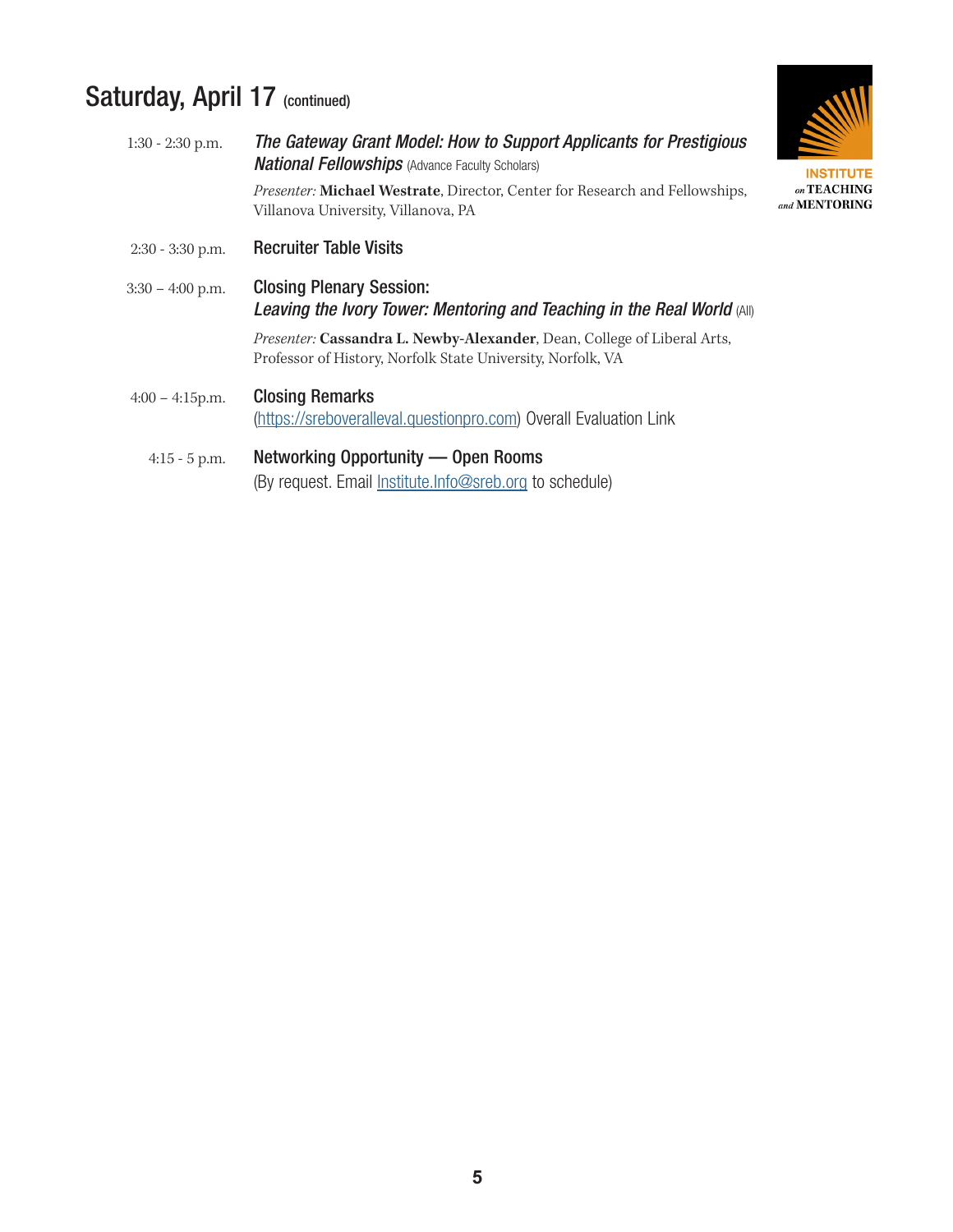## Saturday, April 17 (continued)

INSTITUTE *on* TEACHING *and* MENTORING

1:30 - 2:30 p.m.

***The Gateway Grant Model: How to Support Applicants for Prestigious National Fellowships*** (Advance Faculty Scholars)

*Presenter:* **Michael Westrate**, Director, Center for Research and Fellowships, Villanova University, Villanova, PA

2:30 - 3:30 p.m.

**Recruiter Table Visits**

3:30 – 4:00 p.m.

**Closing Plenary Session:**
***Leaving the Ivory Tower: Mentoring and Teaching in the Real World*** (All)

*Presenter:* **Cassandra L. Newby-Alexander**, Dean, College of Liberal Arts, Professor of History, Norfolk State University, Norfolk, VA

4:00 – 4:15p.m.

**Closing Remarks**
(https://sreboveralleval.questionpro.com) Overall Evaluation Link

4:15 - 5 p.m.

**Networking Opportunity — Open Rooms**
(By request. Email Institute.Info@sreb.org to schedule)